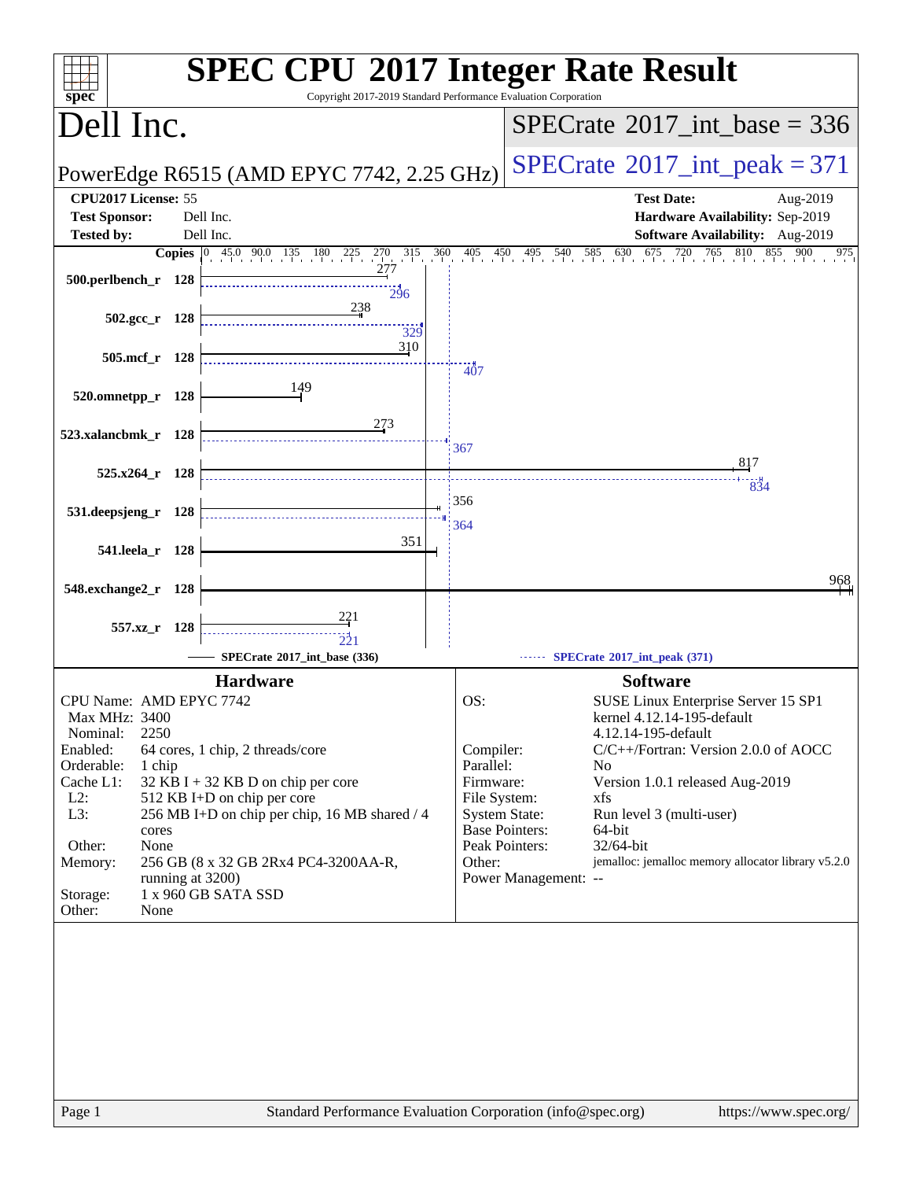# SPEC CPU 2017 Integer Rate Result

Copyright 2017-2019 Standard Performance Evaluation Corporation

## Dell Inc.

PowerEdge R6515 (AMD EPYC 7742, 2.25 GHz)

SPECrate 2017_int_base = 336

SPECrate 2017_int_peak = 371

| | | | |
|---|---|---|---|
| **CPU2017 License:** | 55 | **Test Date:** | Aug-2019 |
| **Test Sponsor:** | Dell Inc. | **Hardware Availability:** | Sep-2019 |
| **Tested by:** | Dell Inc. | **Software Availability:** | Aug-2019 |

| Benchmark | Copies | Base | Peak |
|---|---|---|---|
| 500.perlbench_r | 128 | 277 | 296 |
| 502.gcc_r | 128 | 238 | 329 |
| 505.mcf_r | 128 | 310 | 407 |
| 520.omnetpp_r | 128 | 149 | |
| 523.xalancbmk_r | 128 | 273 | 367 |
| 525.x264_r | 128 | 817 | 834 |
| 531.deepsjeng_r | 128 | 356 | 364 |
| 541.leela_r | 128 | 351 | |
| 548.exchange2_r | 128 | 968 | |
| 557.xz_r | 128 | 221 | 221 |

SPECrate 2017_int_base (336) — SPECrate 2017_int_peak (371)

## Hardware

| | |
|---|---|
| CPU Name: | AMD EPYC 7742 |
| Max MHz: | 3400 |
| Nominal: | 2250 |
| Enabled: | 64 cores, 1 chip, 2 threads/core |
| Orderable: | 1 chip |
| Cache L1: | 32 KB I + 32 KB D on chip per core |
| L2: | 512 KB I+D on chip per core |
| L3: | 256 MB I+D on chip per chip, 16 MB shared / 4 cores |
| Other: | None |
| Memory: | 256 GB (8 x 32 GB 2Rx4 PC4-3200AA-R, running at 3200) |
| Storage: | 1 x 960 GB SATA SSD |
| Other: | None |

## Software

| | |
|---|---|
| OS: | SUSE Linux Enterprise Server 15 SP1 kernel 4.12.14-195-default 4.12.14-195-default |
| Compiler: | C/C++/Fortran: Version 2.0.0 of AOCC |
| Parallel: | No |
| Firmware: | Version 1.0.1 released Aug-2019 |
| File System: | xfs |
| System State: | Run level 3 (multi-user) |
| Base Pointers: | 64-bit |
| Peak Pointers: | 32/64-bit |
| Other: | jemalloc: jemalloc memory allocator library v5.2.0 |
| Power Management: | -- |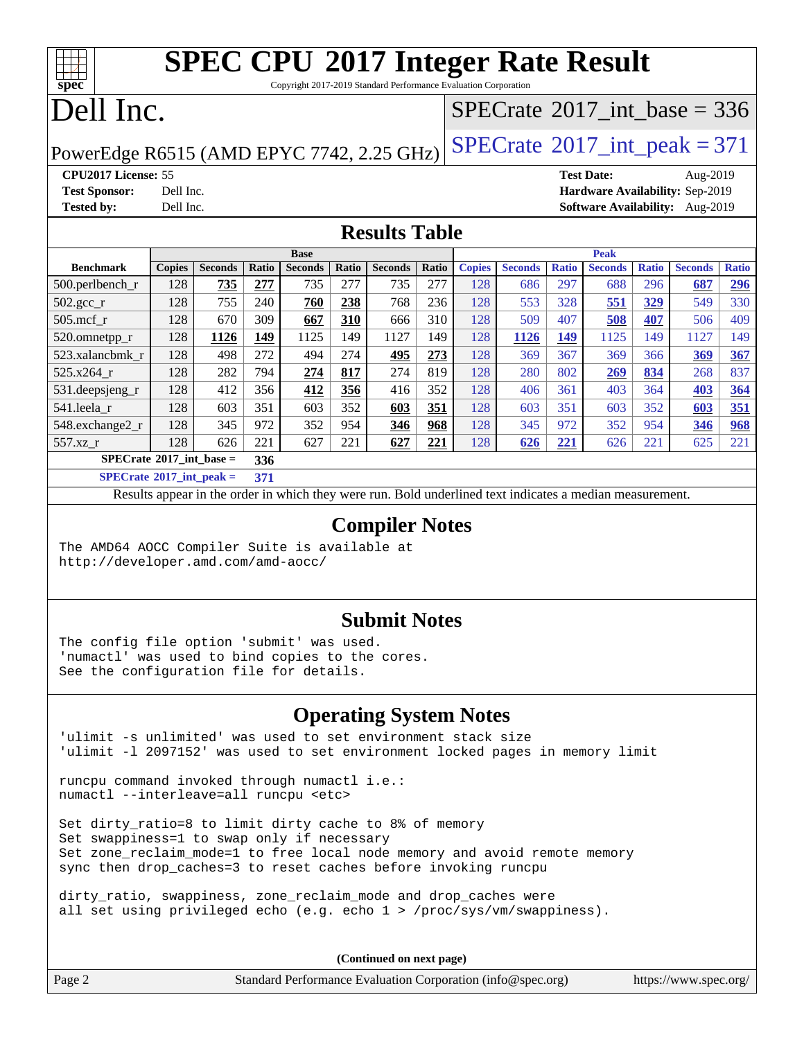# SPEC CPU 2017 Integer Rate Result

Copyright 2017-2019 Standard Performance Evaluation Corporation

# Dell Inc.

PowerEdge R6515 (AMD EPYC 7742, 2.25 GHz)

SPECrate 2017_int_base = 336

SPECrate 2017_int_peak = 371

**CPU2017 License:** 55
**Test Sponsor:** Dell Inc.
**Tested by:** Dell Inc.

**Test Date:** Aug-2019
**Hardware Availability:** Sep-2019
**Software Availability:** Aug-2019

## Results Table

| Benchmark | Base | | | | | | | Peak | | | | | | |
|---|---|---|---|---|---|---|---|---|---|---|---|---|---|---|
| | Copies | Seconds | Ratio | Seconds | Ratio | Seconds | Ratio | Copies | Seconds | Ratio | Seconds | Ratio | Seconds | Ratio |
| 500.perlbench_r | 128 | **735** | **277** | 735 | 277 | 735 | 277 | 128 | 686 | 297 | 688 | 296 | **687** | **296** |
| 502.gcc_r | 128 | 755 | 240 | **760** | **238** | 768 | 236 | 128 | 553 | 328 | **551** | **329** | 549 | 330 |
| 505.mcf_r | 128 | 670 | 309 | **667** | **310** | 666 | 310 | 128 | 509 | 407 | **508** | **407** | 506 | 409 |
| 520.omnetpp_r | 128 | **1126** | **149** | 1125 | 149 | 1127 | 149 | 128 | **1126** | **149** | 1125 | 149 | 1127 | 149 |
| 523.xalancbmk_r | 128 | 498 | 272 | 494 | 274 | **495** | **273** | 128 | 369 | 367 | 369 | 366 | **369** | **367** |
| 525.x264_r | 128 | 282 | 794 | **274** | **817** | 274 | 819 | 128 | 280 | 802 | **269** | **834** | 268 | 837 |
| 531.deepsjeng_r | 128 | 412 | 356 | **412** | **356** | 416 | 352 | 128 | 406 | 361 | 403 | 364 | **403** | **364** |
| 541.leela_r | 128 | 603 | 351 | 603 | 352 | **603** | **351** | 128 | 603 | 351 | 603 | 352 | **603** | **351** |
| 548.exchange2_r | 128 | 345 | 972 | 352 | 954 | **346** | **968** | 128 | 345 | 972 | 352 | 954 | **346** | **968** |
| 557.xz_r | 128 | 626 | 221 | 627 | 221 | **627** | **221** | 128 | **626** | **221** | 626 | 221 | 625 | 221 |

**SPECrate 2017_int_base = 336**

**SPECrate 2017_int_peak = 371**

Results appear in the order in which they were run. Bold underlined text indicates a median measurement.

## Compiler Notes

```
The AMD64 AOCC Compiler Suite is available at
http://developer.amd.com/amd-aocc/
```

## Submit Notes

```
The config file option 'submit' was used.
'numactl' was used to bind copies to the cores.
See the configuration file for details.
```

## Operating System Notes

```
'ulimit -s unlimited' was used to set environment stack size
'ulimit -l 2097152' was used to set environment locked pages in memory limit

runcpu command invoked through numactl i.e.:
numactl --interleave=all runcpu <etc>

Set dirty_ratio=8 to limit dirty cache to 8% of memory
Set swappiness=1 to swap only if necessary
Set zone_reclaim_mode=1 to free local node memory and avoid remote memory
sync then drop_caches=3 to reset caches before invoking runcpu

dirty_ratio, swappiness, zone_reclaim_mode and drop_caches were
all set using privileged echo (e.g. echo 1 > /proc/sys/vm/swappiness).
```

(Continued on next page)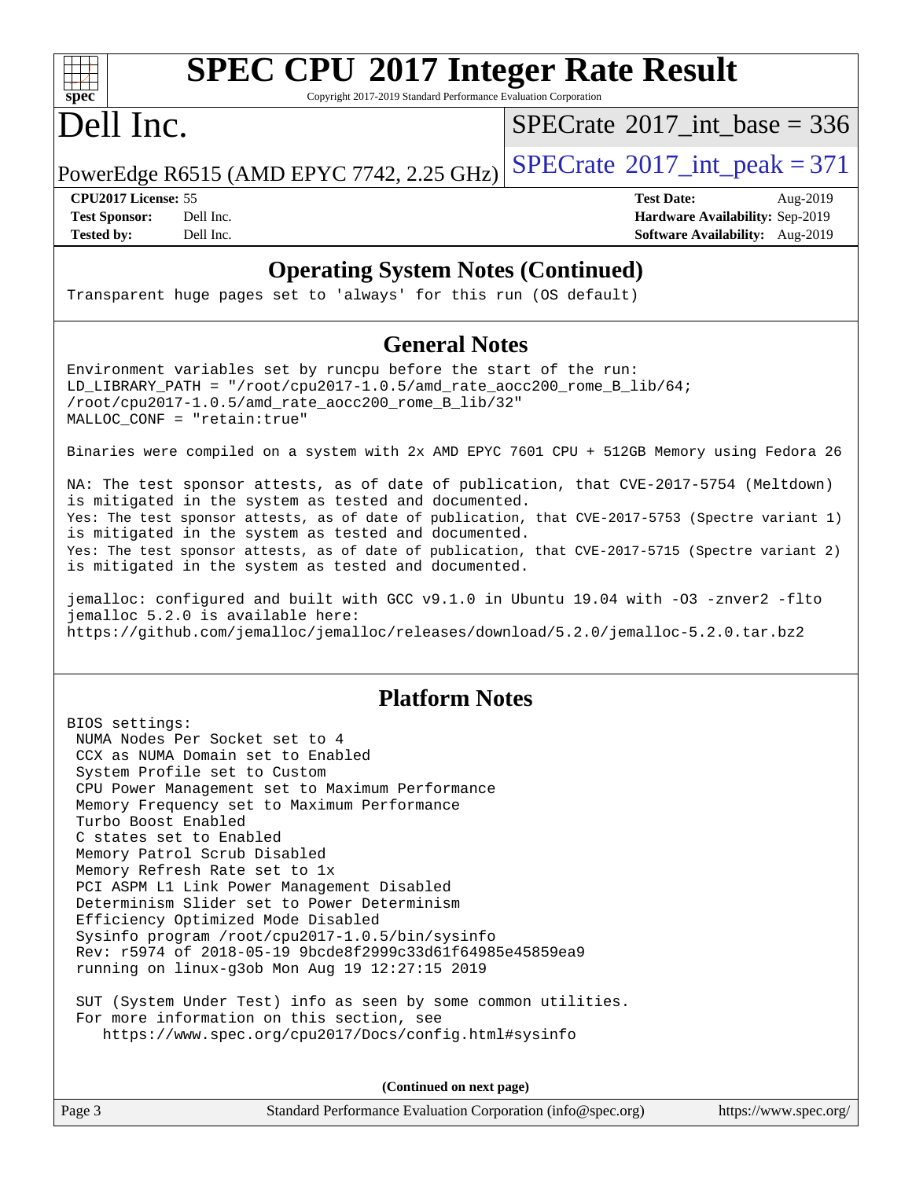## Operating System Notes (Continued)

```
Transparent huge pages set to 'always' for this run (OS default)
```

## General Notes

```
Environment variables set by runcpu before the start of the run:
LD_LIBRARY_PATH = "/root/cpu2017-1.0.5/amd_rate_aocc200_rome_B_lib/64;
/root/cpu2017-1.0.5/amd_rate_aocc200_rome_B_lib/32"
MALLOC_CONF = "retain:true"

Binaries were compiled on a system with 2x AMD EPYC 7601 CPU + 512GB Memory using Fedora 26

NA: The test sponsor attests, as of date of publication, that CVE-2017-5754 (Meltdown)
is mitigated in the system as tested and documented.
Yes: The test sponsor attests, as of date of publication, that CVE-2017-5753 (Spectre variant 1)
is mitigated in the system as tested and documented.
Yes: The test sponsor attests, as of date of publication, that CVE-2017-5715 (Spectre variant 2)
is mitigated in the system as tested and documented.

jemalloc: configured and built with GCC v9.1.0 in Ubuntu 19.04 with -O3 -znver2 -flto
jemalloc 5.2.0 is available here:
https://github.com/jemalloc/jemalloc/releases/download/5.2.0/jemalloc-5.2.0.tar.bz2
```

## Platform Notes

```
BIOS settings:
 NUMA Nodes Per Socket set to 4
 CCX as NUMA Domain set to Enabled
 System Profile set to Custom
 CPU Power Management set to Maximum Performance
 Memory Frequency set to Maximum Performance
 Turbo Boost Enabled
 C states set to Enabled
 Memory Patrol Scrub Disabled
 Memory Refresh Rate set to 1x
 PCI ASPM L1 Link Power Management Disabled
 Determinism Slider set to Power Determinism
 Efficiency Optimized Mode Disabled
 Sysinfo program /root/cpu2017-1.0.5/bin/sysinfo
 Rev: r5974 of 2018-05-19 9bcde8f2999c33d61f64985e45859ea9
 running on linux-g3ob Mon Aug 19 12:27:15 2019

 SUT (System Under Test) info as seen by some common utilities.
 For more information on this section, see
    https://www.spec.org/cpu2017/Docs/config.html#sysinfo
```

**(Continued on next page)**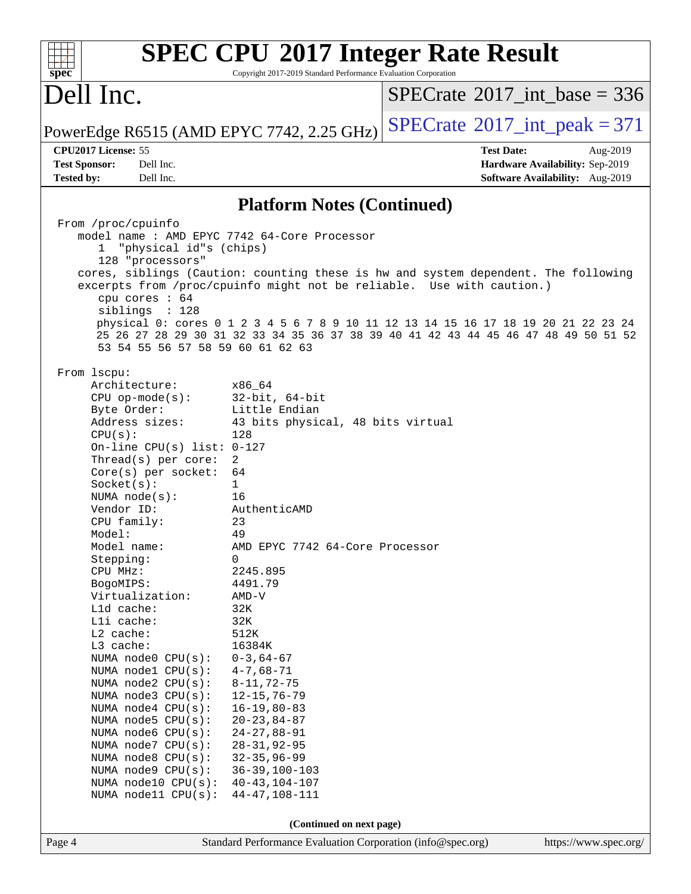# SPEC CPU 2017 Integer Rate Result

Copyright 2017-2019 Standard Performance Evaluation Corporation

## Dell Inc.

PowerEdge R6515 (AMD EPYC 7742, 2.25 GHz)

SPECrate 2017_int_base = 336

SPECrate 2017_int_peak = 371

**CPU2017 License:** 55
**Test Sponsor:** Dell Inc.
**Tested by:** Dell Inc.

**Test Date:** Aug-2019
**Hardware Availability:** Sep-2019
**Software Availability:** Aug-2019

### Platform Notes (Continued)

```
From /proc/cpuinfo
   model name : AMD EPYC 7742 64-Core Processor
      1  "physical id"s (chips)
      128 "processors"
   cores, siblings (Caution: counting these is hw and system dependent. The following
   excerpts from /proc/cpuinfo might not be reliable.  Use with caution.)
      cpu cores : 64
      siblings  : 128
      physical 0: cores 0 1 2 3 4 5 6 7 8 9 10 11 12 13 14 15 16 17 18 19 20 21 22 23 24
      25 26 27 28 29 30 31 32 33 34 35 36 37 38 39 40 41 42 43 44 45 46 47 48 49 50 51 52
      53 54 55 56 57 58 59 60 61 62 63

From lscpu:
     Architecture:        x86_64
     CPU op-mode(s):      32-bit, 64-bit
     Byte Order:          Little Endian
     Address sizes:       43 bits physical, 48 bits virtual
     CPU(s):              128
     On-line CPU(s) list: 0-127
     Thread(s) per core:  2
     Core(s) per socket:  64
     Socket(s):           1
     NUMA node(s):        16
     Vendor ID:           AuthenticAMD
     CPU family:          23
     Model:               49
     Model name:          AMD EPYC 7742 64-Core Processor
     Stepping:            0
     CPU MHz:             2245.895
     BogoMIPS:            4491.79
     Virtualization:      AMD-V
     L1d cache:           32K
     L1i cache:           32K
     L2 cache:            512K
     L3 cache:            16384K
     NUMA node0 CPU(s):   0-3,64-67
     NUMA node1 CPU(s):   4-7,68-71
     NUMA node2 CPU(s):   8-11,72-75
     NUMA node3 CPU(s):   12-15,76-79
     NUMA node4 CPU(s):   16-19,80-83
     NUMA node5 CPU(s):   20-23,84-87
     NUMA node6 CPU(s):   24-27,88-91
     NUMA node7 CPU(s):   28-31,92-95
     NUMA node8 CPU(s):   32-35,96-99
     NUMA node9 CPU(s):   36-39,100-103
     NUMA node10 CPU(s):  40-43,104-107
     NUMA node11 CPU(s):  44-47,108-111
```

**(Continued on next page)**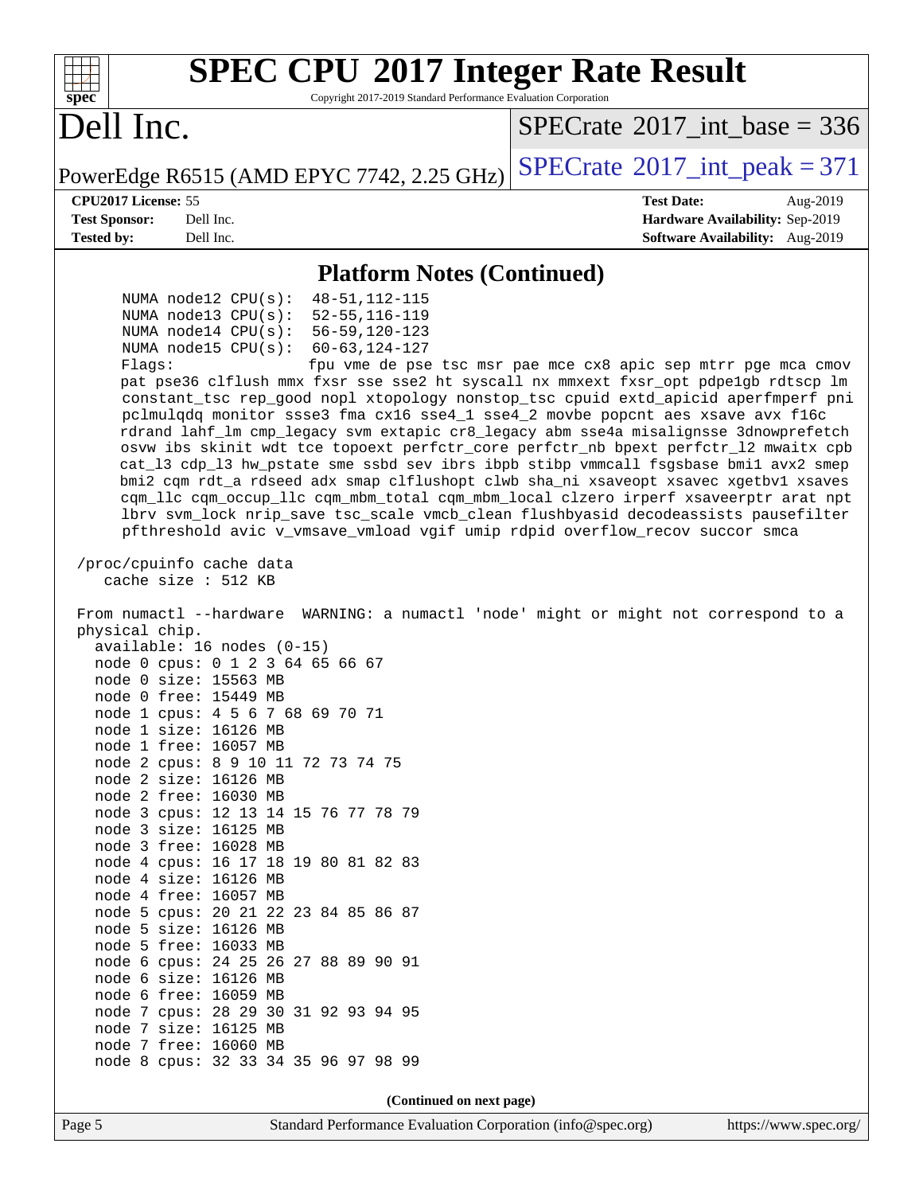# SPEC CPU 2017 Integer Rate Result

Copyright 2017-2019 Standard Performance Evaluation Corporation

# Dell Inc.

PowerEdge R6515 (AMD EPYC 7742, 2.25 GHz)

SPECrate 2017_int_base = 336

SPECrate 2017_int_peak = 371

**CPU2017 License:** 55
**Test Sponsor:** Dell Inc.
**Tested by:** Dell Inc.

**Test Date:** Aug-2019
**Hardware Availability:** Sep-2019
**Software Availability:** Aug-2019

## Platform Notes (Continued)

```
      NUMA node12 CPU(s):   48-51,112-115
      NUMA node13 CPU(s):   52-55,116-119
      NUMA node14 CPU(s):   56-59,120-123
      NUMA node15 CPU(s):   60-63,124-127
      Flags:                fpu vme de pse tsc msr pae mce cx8 apic sep mtrr pge mca cmov
      pat pse36 clflush mmx fxsr sse sse2 ht syscall nx mmxext fxsr_opt pdpe1gb rdtscp lm
      constant_tsc rep_good nopl xtopology nonstop_tsc cpuid extd_apicid aperfmperf pni
      pclmulqdq monitor ssse3 fma cx16 sse4_1 sse4_2 movbe popcnt aes xsave avx f16c
      rdrand lahf_lm cmp_legacy svm extapic cr8_legacy abm sse4a misalignsse 3dnowprefetch
      osvw ibs skinit wdt tce topoext perfctr_core perfctr_nb bpext perfctr_l2 mwaitx cpb
      cat_l3 cdp_l3 hw_pstate sme ssbd sev ibrs ibpb stibp vmmcall fsgsbase bmi1 avx2 smep
      bmi2 cqm rdt_a rdseed adx smap clflushopt clwb sha_ni xsaveopt xsavec xgetbv1 xsaves
      cqm_llc cqm_occup_llc cqm_mbm_total cqm_mbm_local clzero irperf xsaveerptr arat npt
      lbrv svm_lock nrip_save tsc_scale vmcb_clean flushbyasid decodeassists pausefilter
      pfthreshold avic v_vmsave_vmload vgif umip rdpid overflow_recov succor smca

 /proc/cpuinfo cache data
    cache size : 512 KB

 From numactl --hardware  WARNING: a numactl 'node' might or might not correspond to a
 physical chip.
   available: 16 nodes (0-15)
   node 0 cpus: 0 1 2 3 64 65 66 67
   node 0 size: 15563 MB
   node 0 free: 15449 MB
   node 1 cpus: 4 5 6 7 68 69 70 71
   node 1 size: 16126 MB
   node 1 free: 16057 MB
   node 2 cpus: 8 9 10 11 72 73 74 75
   node 2 size: 16126 MB
   node 2 free: 16030 MB
   node 3 cpus: 12 13 14 15 76 77 78 79
   node 3 size: 16125 MB
   node 3 free: 16028 MB
   node 4 cpus: 16 17 18 19 80 81 82 83
   node 4 size: 16126 MB
   node 4 free: 16057 MB
   node 5 cpus: 20 21 22 23 84 85 86 87
   node 5 size: 16126 MB
   node 5 free: 16033 MB
   node 6 cpus: 24 25 26 27 88 89 90 91
   node 6 size: 16126 MB
   node 6 free: 16059 MB
   node 7 cpus: 28 29 30 31 92 93 94 95
   node 7 size: 16125 MB
   node 7 free: 16060 MB
   node 8 cpus: 32 33 34 35 96 97 98 99
```

(Continued on next page)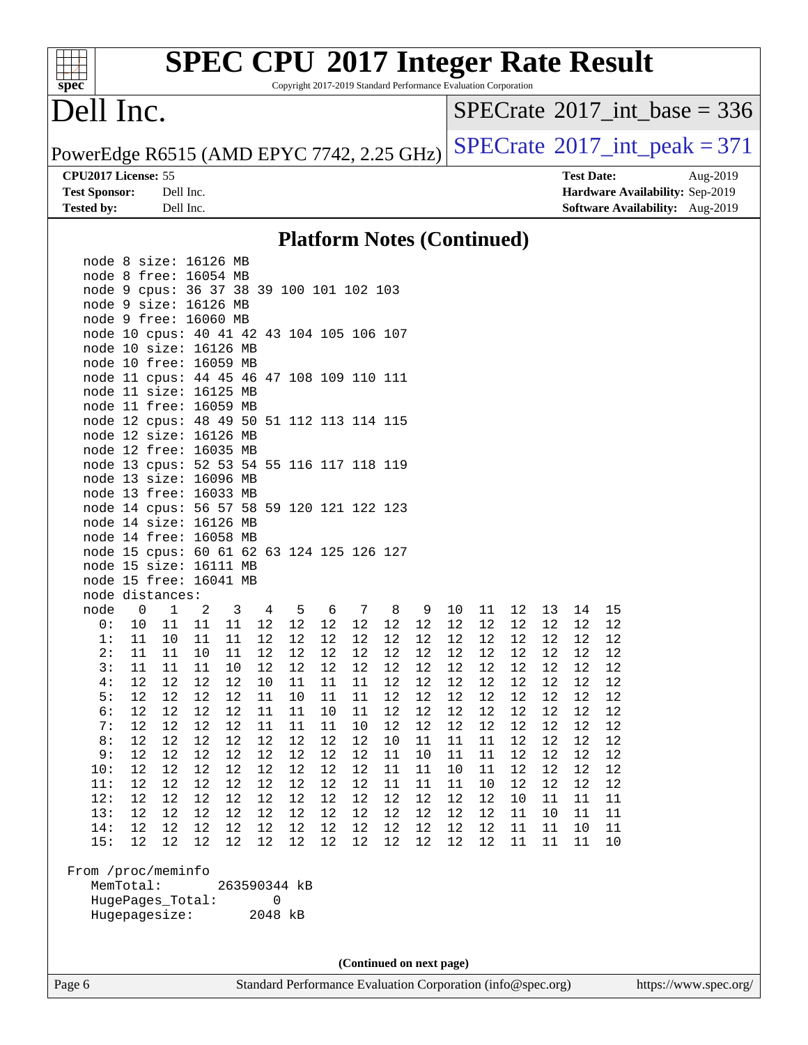# SPEC CPU 2017 Integer Rate Result

Copyright 2017-2019 Standard Performance Evaluation Corporation

## Dell Inc.

PowerEdge R6515 (AMD EPYC 7742, 2.25 GHz)

SPECrate 2017_int_base = 336

SPECrate 2017_int_peak = 371

| | | | |
|---|---|---|---|
| **CPU2017 License:** 55 | | **Test Date:** | Aug-2019 |
| **Test Sponsor:** | Dell Inc. | **Hardware Availability:** | Sep-2019 |
| **Tested by:** | Dell Inc. | **Software Availability:** | Aug-2019 |

### Platform Notes (Continued)

```
   node 8 size: 16126 MB
   node 8 free: 16054 MB
   node 9 cpus: 36 37 38 39 100 101 102 103
   node 9 size: 16126 MB
   node 9 free: 16060 MB
   node 10 cpus: 40 41 42 43 104 105 106 107
   node 10 size: 16126 MB
   node 10 free: 16059 MB
   node 11 cpus: 44 45 46 47 108 109 110 111
   node 11 size: 16125 MB
   node 11 free: 16059 MB
   node 12 cpus: 48 49 50 51 112 113 114 115
   node 12 size: 16126 MB
   node 12 free: 16035 MB
   node 13 cpus: 52 53 54 55 116 117 118 119
   node 13 size: 16096 MB
   node 13 free: 16033 MB
   node 14 cpus: 56 57 58 59 120 121 122 123
   node 14 size: 16126 MB
   node 14 free: 16058 MB
   node 15 cpus: 60 61 62 63 124 125 126 127
   node 15 size: 16111 MB
   node 15 free: 16041 MB
   node distances:
   node   0   1   2   3   4   5   6   7   8   9  10  11  12  13  14  15
     0:  10  11  11  11  12  12  12  12  12  12  12  12  12  12  12  12
     1:  11  10  11  11  12  12  12  12  12  12  12  12  12  12  12  12
     2:  11  11  10  11  12  12  12  12  12  12  12  12  12  12  12  12
     3:  11  11  11  10  12  12  12  12  12  12  12  12  12  12  12  12
     4:  12  12  12  12  10  11  11  11  12  12  12  12  12  12  12  12
     5:  12  12  12  12  11  10  11  11  12  12  12  12  12  12  12  12
     6:  12  12  12  12  11  11  10  11  12  12  12  12  12  12  12  12
     7:  12  12  12  12  11  11  11  10  12  12  12  12  12  12  12  12
     8:  12  12  12  12  12  12  12  12  10  11  11  11  12  12  12  12
     9:  12  12  12  12  12  12  12  12  11  10  11  11  12  12  12  12
    10:  12  12  12  12  12  12  12  12  11  11  10  11  12  12  12  12
    11:  12  12  12  12  12  12  12  12  11  11  11  10  12  12  12  12
    12:  12  12  12  12  12  12  12  12  12  12  12  12  10  11  11  11
    13:  12  12  12  12  12  12  12  12  12  12  12  12  11  10  11  11
    14:  12  12  12  12  12  12  12  12  12  12  12  12  11  11  10  11
    15:  12  12  12  12  12  12  12  12  12  12  12  12  11  11  11  10

 From /proc/meminfo
    MemTotal:       263590344 kB
    HugePages_Total:       0
    Hugepagesize:       2048 kB
```

(Continued on next page)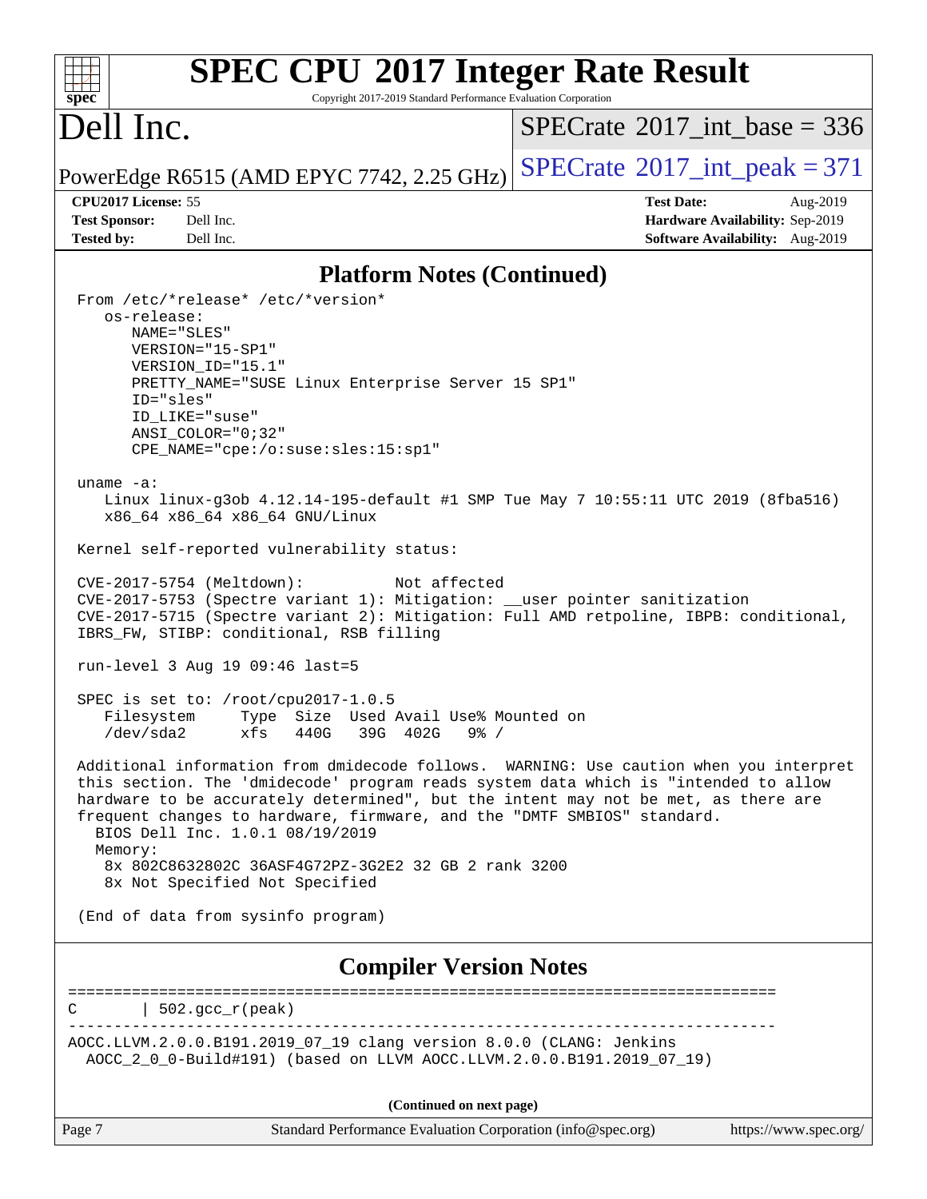## Platform Notes (Continued)

```
From /etc/*release* /etc/*version*
   os-release:
      NAME="SLES"
      VERSION="15-SP1"
      VERSION_ID="15.1"
      PRETTY_NAME="SUSE Linux Enterprise Server 15 SP1"
      ID="sles"
      ID_LIKE="suse"
      ANSI_COLOR="0;32"
      CPE_NAME="cpe:/o:suse:sles:15:sp1"

uname -a:
   Linux linux-g3ob 4.12.14-195-default #1 SMP Tue May 7 10:55:11 UTC 2019 (8fba516)
   x86_64 x86_64 x86_64 GNU/Linux

Kernel self-reported vulnerability status:

CVE-2017-5754 (Meltdown):          Not affected
CVE-2017-5753 (Spectre variant 1): Mitigation: __user pointer sanitization
CVE-2017-5715 (Spectre variant 2): Mitigation: Full AMD retpoline, IBPB: conditional,
IBRS_FW, STIBP: conditional, RSB filling

run-level 3 Aug 19 09:46 last=5

SPEC is set to: /root/cpu2017-1.0.5
   Filesystem     Type  Size  Used Avail Use% Mounted on
   /dev/sda2      xfs   440G   39G  402G   9% /

Additional information from dmidecode follows.  WARNING: Use caution when you interpret
this section. The 'dmidecode' program reads system data which is "intended to allow
hardware to be accurately determined", but the intent may not be met, as there are
frequent changes to hardware, firmware, and the "DMTF SMBIOS" standard.
  BIOS Dell Inc. 1.0.1 08/19/2019
  Memory:
   8x 802C8632802C 36ASF4G72PZ-3G2E2 32 GB 2 rank 3200
   8x Not Specified Not Specified

(End of data from sysinfo program)
```

## Compiler Version Notes

```
==============================================================================
C       | 502.gcc_r(peak)
------------------------------------------------------------------------------
AOCC.LLVM.2.0.0.B191.2019_07_19 clang version 8.0.0 (CLANG: Jenkins
  AOCC_2_0_0-Build#191) (based on LLVM AOCC.LLVM.2.0.0.B191.2019_07_19)
```

(Continued on next page)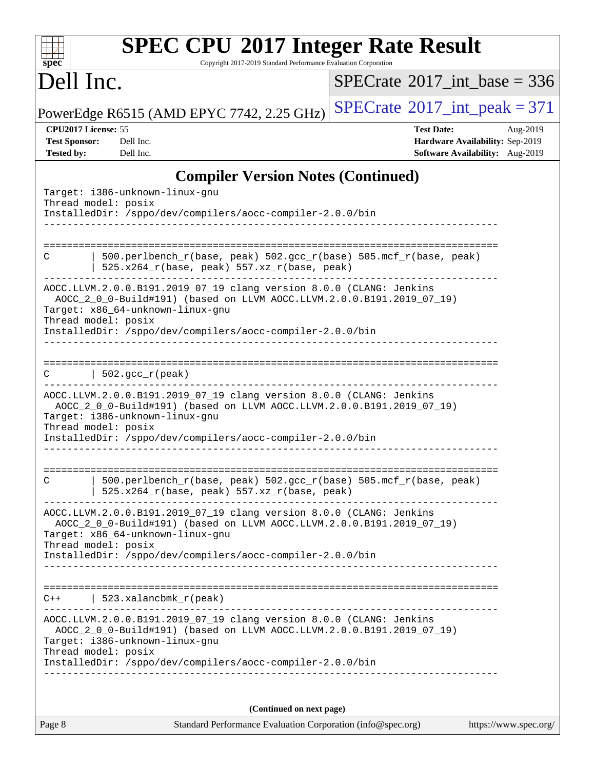## Compiler Version Notes (Continued)

```
Target: i386-unknown-linux-gnu
Thread model: posix
InstalledDir: /sppo/dev/compilers/aocc-compiler-2.0.0/bin
------------------------------------------------------------------------------

==============================================================================
C       | 500.perlbench_r(base, peak) 502.gcc_r(base) 505.mcf_r(base, peak)
        | 525.x264_r(base, peak) 557.xz_r(base, peak)
------------------------------------------------------------------------------
AOCC.LLVM.2.0.0.B191.2019_07_19 clang version 8.0.0 (CLANG: Jenkins
  AOCC_2_0_0-Build#191) (based on LLVM AOCC.LLVM.2.0.0.B191.2019_07_19)
Target: x86_64-unknown-linux-gnu
Thread model: posix
InstalledDir: /sppo/dev/compilers/aocc-compiler-2.0.0/bin
------------------------------------------------------------------------------

==============================================================================
C       | 502.gcc_r(peak)
------------------------------------------------------------------------------
AOCC.LLVM.2.0.0.B191.2019_07_19 clang version 8.0.0 (CLANG: Jenkins
  AOCC_2_0_0-Build#191) (based on LLVM AOCC.LLVM.2.0.0.B191.2019_07_19)
Target: i386-unknown-linux-gnu
Thread model: posix
InstalledDir: /sppo/dev/compilers/aocc-compiler-2.0.0/bin
------------------------------------------------------------------------------

==============================================================================
C       | 500.perlbench_r(base, peak) 502.gcc_r(base) 505.mcf_r(base, peak)
        | 525.x264_r(base, peak) 557.xz_r(base, peak)
------------------------------------------------------------------------------
AOCC.LLVM.2.0.0.B191.2019_07_19 clang version 8.0.0 (CLANG: Jenkins
  AOCC_2_0_0-Build#191) (based on LLVM AOCC.LLVM.2.0.0.B191.2019_07_19)
Target: x86_64-unknown-linux-gnu
Thread model: posix
InstalledDir: /sppo/dev/compilers/aocc-compiler-2.0.0/bin
------------------------------------------------------------------------------

==============================================================================
C++     | 523.xalancbmk_r(peak)
------------------------------------------------------------------------------
AOCC.LLVM.2.0.0.B191.2019_07_19 clang version 8.0.0 (CLANG: Jenkins
  AOCC_2_0_0-Build#191) (based on LLVM AOCC.LLVM.2.0.0.B191.2019_07_19)
Target: i386-unknown-linux-gnu
Thread model: posix
InstalledDir: /sppo/dev/compilers/aocc-compiler-2.0.0/bin
------------------------------------------------------------------------------
```

**(Continued on next page)**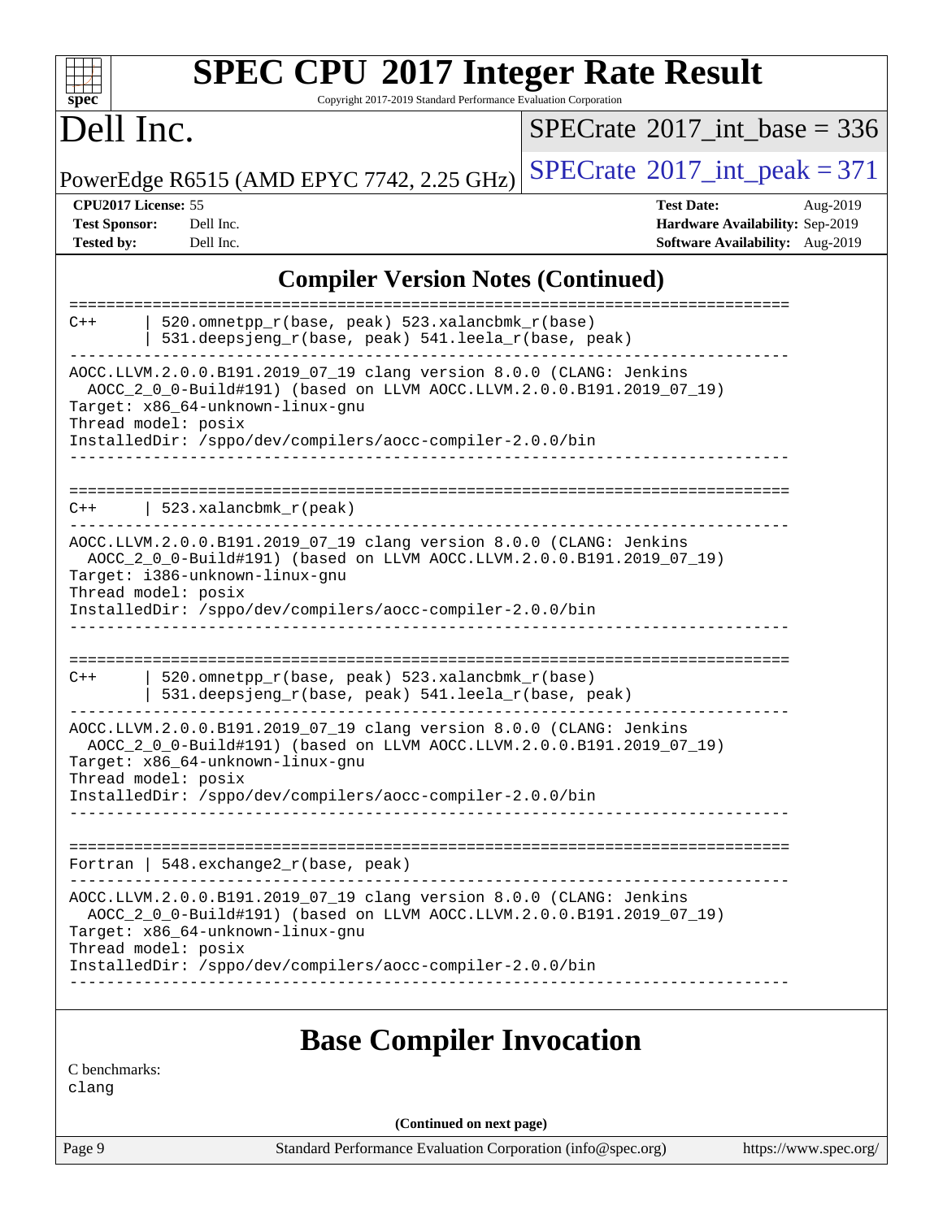# SPEC CPU 2017 Integer Rate Result

Copyright 2017-2019 Standard Performance Evaluation Corporation

## Dell Inc.

PowerEdge R6515 (AMD EPYC 7742, 2.25 GHz)

SPECrate 2017_int_base = 336

SPECrate 2017_int_peak = 371

**CPU2017 License:** 55
**Test Sponsor:** Dell Inc.
**Tested by:** Dell Inc.

**Test Date:** Aug-2019
**Hardware Availability:** Sep-2019
**Software Availability:** Aug-2019

## Compiler Version Notes (Continued)

```
==============================================================================
C++       | 520.omnetpp_r(base, peak) 523.xalancbmk_r(base)
          | 531.deepsjeng_r(base, peak) 541.leela_r(base, peak)
------------------------------------------------------------------------------
AOCC.LLVM.2.0.0.B191.2019_07_19 clang version 8.0.0 (CLANG: Jenkins
  AOCC_2_0_0-Build#191) (based on LLVM AOCC.LLVM.2.0.0.B191.2019_07_19)
Target: x86_64-unknown-linux-gnu
Thread model: posix
InstalledDir: /sppo/dev/compilers/aocc-compiler-2.0.0/bin
------------------------------------------------------------------------------

==============================================================================
C++       | 523.xalancbmk_r(peak)
------------------------------------------------------------------------------
AOCC.LLVM.2.0.0.B191.2019_07_19 clang version 8.0.0 (CLANG: Jenkins
  AOCC_2_0_0-Build#191) (based on LLVM AOCC.LLVM.2.0.0.B191.2019_07_19)
Target: i386-unknown-linux-gnu
Thread model: posix
InstalledDir: /sppo/dev/compilers/aocc-compiler-2.0.0/bin
------------------------------------------------------------------------------

==============================================================================
C++       | 520.omnetpp_r(base, peak) 523.xalancbmk_r(base)
          | 531.deepsjeng_r(base, peak) 541.leela_r(base, peak)
------------------------------------------------------------------------------
AOCC.LLVM.2.0.0.B191.2019_07_19 clang version 8.0.0 (CLANG: Jenkins
  AOCC_2_0_0-Build#191) (based on LLVM AOCC.LLVM.2.0.0.B191.2019_07_19)
Target: x86_64-unknown-linux-gnu
Thread model: posix
InstalledDir: /sppo/dev/compilers/aocc-compiler-2.0.0/bin
------------------------------------------------------------------------------

==============================================================================
Fortran   | 548.exchange2_r(base, peak)
------------------------------------------------------------------------------
AOCC.LLVM.2.0.0.B191.2019_07_19 clang version 8.0.0 (CLANG: Jenkins
  AOCC_2_0_0-Build#191) (based on LLVM AOCC.LLVM.2.0.0.B191.2019_07_19)
Target: x86_64-unknown-linux-gnu
Thread model: posix
InstalledDir: /sppo/dev/compilers/aocc-compiler-2.0.0/bin
------------------------------------------------------------------------------
```

## Base Compiler Invocation

C benchmarks:
clang

**(Continued on next page)**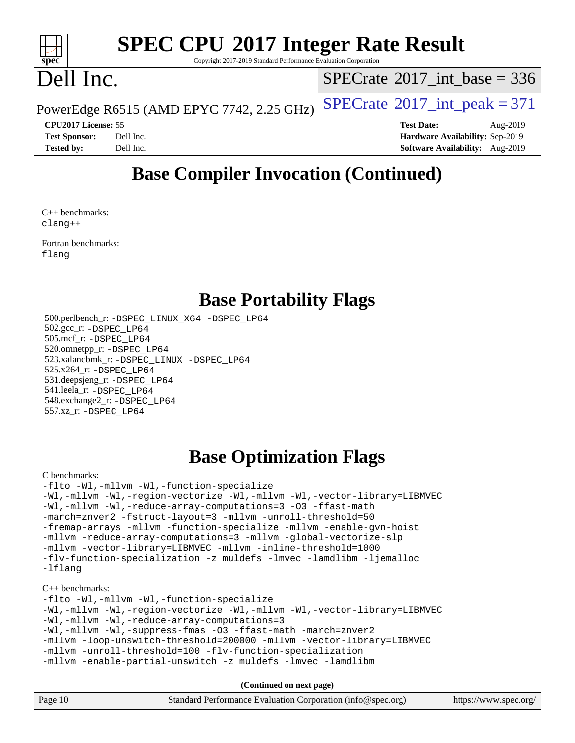# SPEC CPU 2017 Integer Rate Result

Copyright 2017-2019 Standard Performance Evaluation Corporation

# Dell Inc.

PowerEdge R6515 (AMD EPYC 7742, 2.25 GHz)

SPECrate 2017_int_base = 336

SPECrate 2017_int_peak = 371

**CPU2017 License:** 55
**Test Sponsor:** Dell Inc.
**Tested by:** Dell Inc.

**Test Date:** Aug-2019
**Hardware Availability:** Sep-2019
**Software Availability:** Aug-2019

## Base Compiler Invocation (Continued)

C++ benchmarks:
`clang++`

Fortran benchmarks:
`flang`

## Base Portability Flags

500.perlbench_r: `-DSPEC_LINUX_X64 -DSPEC_LP64`
502.gcc_r: `-DSPEC_LP64`
505.mcf_r: `-DSPEC_LP64`
520.omnetpp_r: `-DSPEC_LP64`
523.xalancbmk_r: `-DSPEC_LINUX -DSPEC_LP64`
525.x264_r: `-DSPEC_LP64`
531.deepsjeng_r: `-DSPEC_LP64`
541.leela_r: `-DSPEC_LP64`
548.exchange2_r: `-DSPEC_LP64`
557.xz_r: `-DSPEC_LP64`

## Base Optimization Flags

C benchmarks:

```
-flto -Wl,-mllvm -Wl,-function-specialize
-Wl,-mllvm -Wl,-region-vectorize -Wl,-mllvm -Wl,-vector-library=LIBMVEC
-Wl,-mllvm -Wl,-reduce-array-computations=3 -O3 -ffast-math
-march=znver2 -fstruct-layout=3 -mllvm -unroll-threshold=50
-fremap-arrays -mllvm -function-specialize -mllvm -enable-gvn-hoist
-mllvm -reduce-array-computations=3 -mllvm -global-vectorize-slp
-mllvm -vector-library=LIBMVEC -mllvm -inline-threshold=1000
-flv-function-specialization -z muldefs -lmvec -lamdlibm -ljemalloc
-lflang
```

C++ benchmarks:

```
-flto -Wl,-mllvm -Wl,-function-specialize
-Wl,-mllvm -Wl,-region-vectorize -Wl,-mllvm -Wl,-vector-library=LIBMVEC
-Wl,-mllvm -Wl,-reduce-array-computations=3
-Wl,-mllvm -Wl,-suppress-fmas -O3 -ffast-math -march=znver2
-mllvm -loop-unswitch-threshold=200000 -mllvm -vector-library=LIBMVEC
-mllvm -unroll-threshold=100 -flv-function-specialization
-mllvm -enable-partial-unswitch -z muldefs -lmvec -lamdlibm
```

**(Continued on next page)**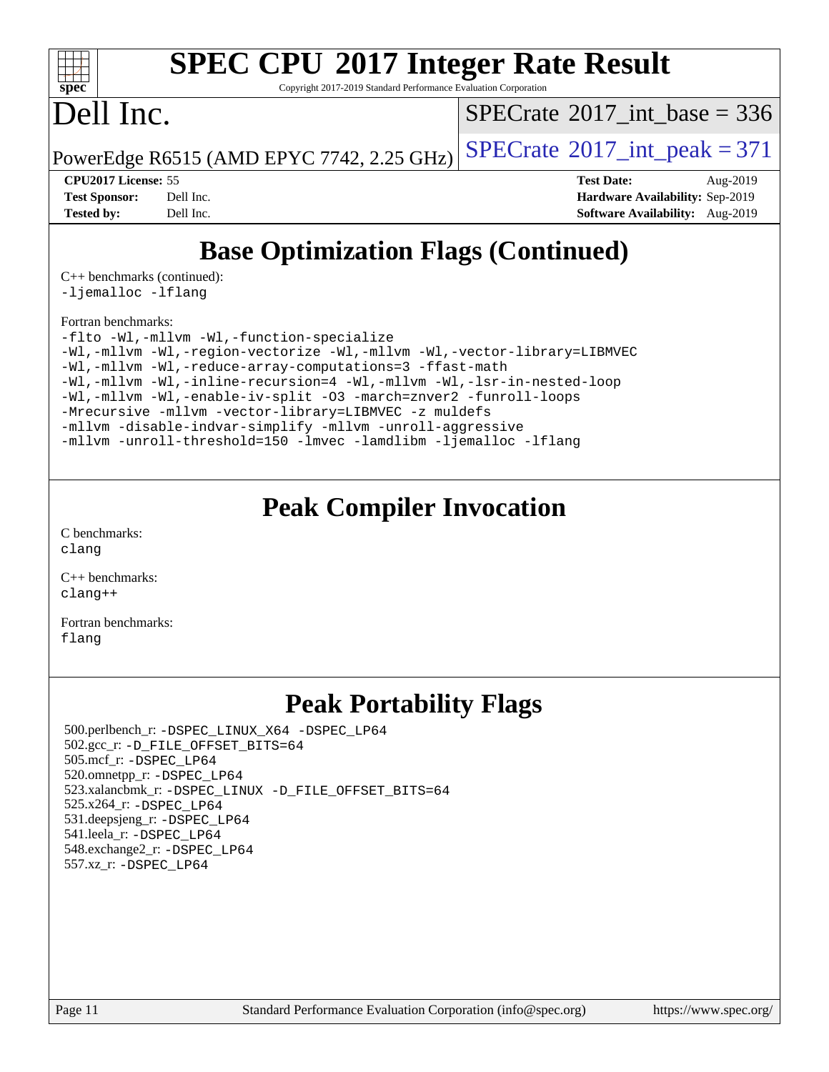# SPEC CPU 2017 Integer Rate Result

Copyright 2017-2019 Standard Performance Evaluation Corporation

# Dell Inc.

PowerEdge R6515 (AMD EPYC 7742, 2.25 GHz)

SPECrate 2017_int_base = 336

SPECrate 2017_int_peak = 371

**CPU2017 License:** 55
**Test Sponsor:** Dell Inc.
**Tested by:** Dell Inc.

**Test Date:** Aug-2019
**Hardware Availability:** Sep-2019
**Software Availability:** Aug-2019

## Base Optimization Flags (Continued)

C++ benchmarks (continued):

```
-ljemalloc -lflang
```

Fortran benchmarks:

```
-flto -Wl,-mllvm -Wl,-function-specialize
-Wl,-mllvm -Wl,-region-vectorize -Wl,-mllvm -Wl,-vector-library=LIBMVEC
-Wl,-mllvm -Wl,-reduce-array-computations=3 -ffast-math
-Wl,-mllvm -Wl,-inline-recursion=4 -Wl,-mllvm -Wl,-lsr-in-nested-loop
-Wl,-mllvm -Wl,-enable-iv-split -O3 -march=znver2 -funroll-loops
-Mrecursive -mllvm -vector-library=LIBMVEC -z muldefs
-mllvm -disable-indvar-simplify -mllvm -unroll-aggressive
-mllvm -unroll-threshold=150 -lmvec -lamdlibm -ljemalloc -lflang
```

## Peak Compiler Invocation

C benchmarks:

```
clang
```

C++ benchmarks:

```
clang++
```

Fortran benchmarks:

```
flang
```

## Peak Portability Flags

500.perlbench_r: `-DSPEC_LINUX_X64 -DSPEC_LP64`
502.gcc_r: `-D_FILE_OFFSET_BITS=64`
505.mcf_r: `-DSPEC_LP64`
520.omnetpp_r: `-DSPEC_LP64`
523.xalancbmk_r: `-DSPEC_LINUX -D_FILE_OFFSET_BITS=64`
525.x264_r: `-DSPEC_LP64`
531.deepsjeng_r: `-DSPEC_LP64`
541.leela_r: `-DSPEC_LP64`
548.exchange2_r: `-DSPEC_LP64`
557.xz_r: `-DSPEC_LP64`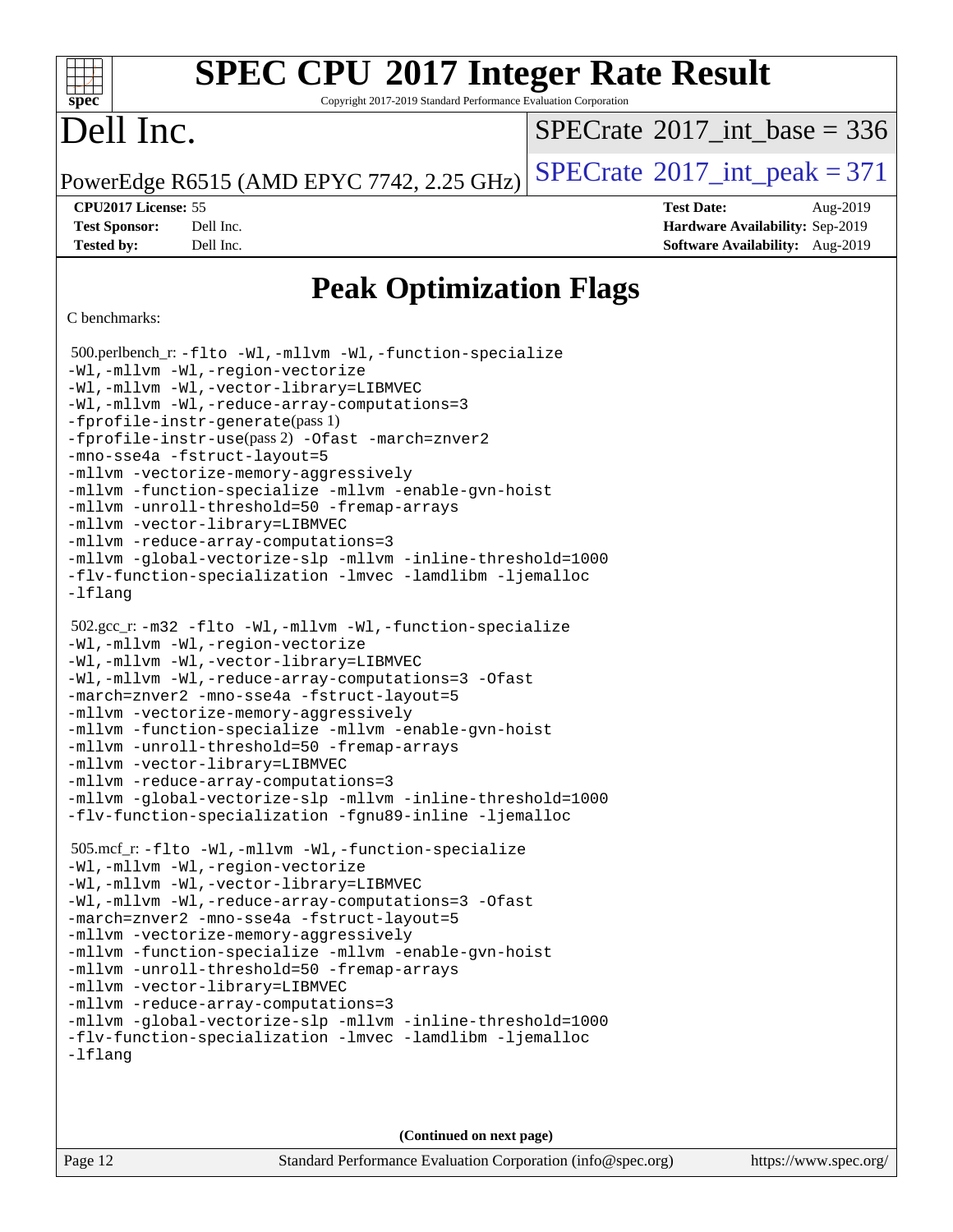# SPEC CPU 2017 Integer Rate Result

Copyright 2017-2019 Standard Performance Evaluation Corporation

# Dell Inc.

PowerEdge R6515 (AMD EPYC 7742, 2.25 GHz)

SPECrate 2017_int_base = 336

SPECrate 2017_int_peak = 371

**CPU2017 License:** 55
**Test Sponsor:** Dell Inc.
**Tested by:** Dell Inc.

**Test Date:** Aug-2019
**Hardware Availability:** Sep-2019
**Software Availability:** Aug-2019

## Peak Optimization Flags

C benchmarks:

500.perlbench_r: -flto -Wl,-mllvm -Wl,-function-specialize -Wl,-mllvm -Wl,-region-vectorize -Wl,-mllvm -Wl,-vector-library=LIBMVEC -Wl,-mllvm -Wl,-reduce-array-computations=3 -fprofile-instr-generate(pass 1) -fprofile-instr-use(pass 2) -Ofast -march=znver2 -mno-sse4a -fstruct-layout=5 -mllvm -vectorize-memory-aggressively -mllvm -function-specialize -mllvm -enable-gvn-hoist -mllvm -unroll-threshold=50 -fremap-arrays -mllvm -vector-library=LIBMVEC -mllvm -reduce-array-computations=3 -mllvm -global-vectorize-slp -mllvm -inline-threshold=1000 -flv-function-specialization -lmvec -lamdlibm -ljemalloc -lflang

502.gcc_r: -m32 -flto -Wl,-mllvm -Wl,-function-specialize -Wl,-mllvm -Wl,-region-vectorize -Wl,-mllvm -Wl,-vector-library=LIBMVEC -Wl,-mllvm -Wl,-reduce-array-computations=3 -Ofast -march=znver2 -mno-sse4a -fstruct-layout=5 -mllvm -vectorize-memory-aggressively -mllvm -function-specialize -mllvm -enable-gvn-hoist -mllvm -unroll-threshold=50 -fremap-arrays -mllvm -vector-library=LIBMVEC -mllvm -reduce-array-computations=3 -mllvm -global-vectorize-slp -mllvm -inline-threshold=1000 -flv-function-specialization -fgnu89-inline -ljemalloc

505.mcf_r: -flto -Wl,-mllvm -Wl,-function-specialize -Wl,-mllvm -Wl,-region-vectorize -Wl,-mllvm -Wl,-vector-library=LIBMVEC -Wl,-mllvm -Wl,-reduce-array-computations=3 -Ofast -march=znver2 -mno-sse4a -fstruct-layout=5 -mllvm -vectorize-memory-aggressively -mllvm -function-specialize -mllvm -enable-gvn-hoist -mllvm -unroll-threshold=50 -fremap-arrays -mllvm -vector-library=LIBMVEC -mllvm -reduce-array-computations=3 -mllvm -global-vectorize-slp -mllvm -inline-threshold=1000 -flv-function-specialization -lmvec -lamdlibm -ljemalloc -lflang

**(Continued on next page)**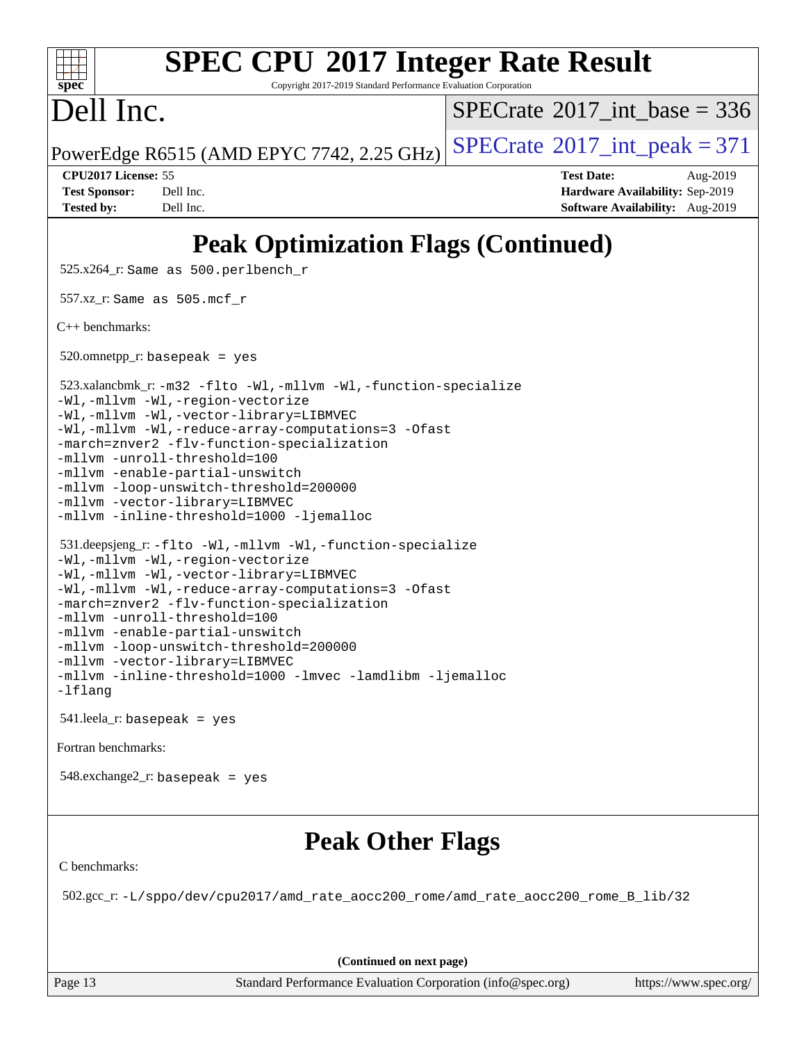# Peak Optimization Flags (Continued)

525.x264_r: Same as 500.perlbench_r

557.xz_r: Same as 505.mcf_r

C++ benchmarks:

520.omnetpp_r: basepeak = yes

523.xalancbmk_r: -m32 -flto -Wl,-mllvm -Wl,-function-specialize -Wl,-mllvm -Wl,-region-vectorize -Wl,-mllvm -Wl,-vector-library=LIBMVEC -Wl,-mllvm -Wl,-reduce-array-computations=3 -Ofast -march=znver2 -flv-function-specialization -mllvm -unroll-threshold=100 -mllvm -enable-partial-unswitch -mllvm -loop-unswitch-threshold=200000 -mllvm -vector-library=LIBMVEC -mllvm -inline-threshold=1000 -ljemalloc

531.deepsjeng_r: -flto -Wl,-mllvm -Wl,-function-specialize -Wl,-mllvm -Wl,-region-vectorize -Wl,-mllvm -Wl,-vector-library=LIBMVEC -Wl,-mllvm -Wl,-reduce-array-computations=3 -Ofast -march=znver2 -flv-function-specialization -mllvm -unroll-threshold=100 -mllvm -enable-partial-unswitch -mllvm -loop-unswitch-threshold=200000 -mllvm -vector-library=LIBMVEC -mllvm -inline-threshold=1000 -lmvec -lamdlibm -ljemalloc -lflang

541.leela_r: basepeak = yes

Fortran benchmarks:

548.exchange2_r: basepeak = yes

# Peak Other Flags

C benchmarks:

502.gcc_r: -L/sppo/dev/cpu2017/amd_rate_aocc200_rome/amd_rate_aocc200_rome_B_lib/32

(Continued on next page)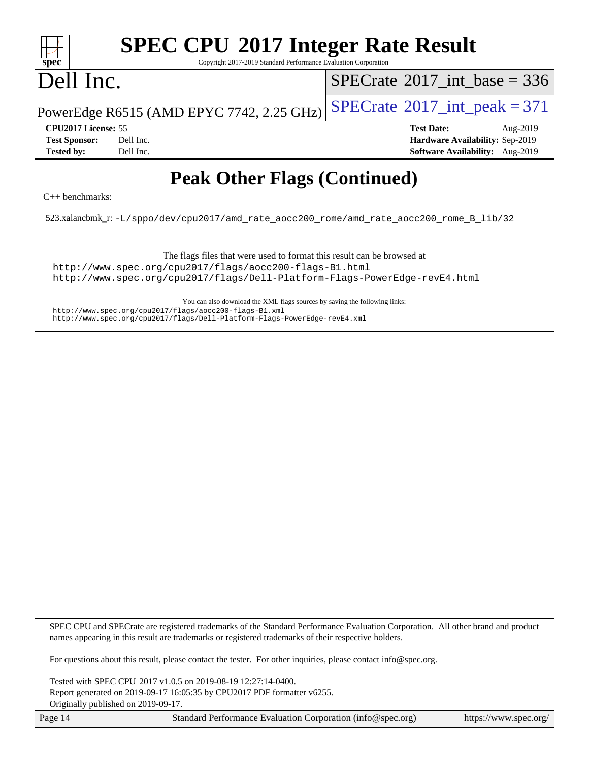# Peak Other Flags (Continued)

C++ benchmarks:

523.xalancbmk_r: `-L/sppo/dev/cpu2017/amd_rate_aocc200_rome/amd_rate_aocc200_rome_B_lib/32`

The flags files that were used to format this result can be browsed at
http://www.spec.org/cpu2017/flags/aocc200-flags-B1.html
http://www.spec.org/cpu2017/flags/Dell-Platform-Flags-PowerEdge-revE4.html

You can also download the XML flags sources by saving the following links:
http://www.spec.org/cpu2017/flags/aocc200-flags-B1.xml
http://www.spec.org/cpu2017/flags/Dell-Platform-Flags-PowerEdge-revE4.xml

SPEC CPU and SPECrate are registered trademarks of the Standard Performance Evaluation Corporation. All other brand and product names appearing in this result are trademarks or registered trademarks of their respective holders.

For questions about this result, please contact the tester. For other inquiries, please contact info@spec.org.

Tested with SPEC CPU 2017 v1.0.5 on 2019-08-19 12:27:14-0400.
Report generated on 2019-09-17 16:05:35 by CPU2017 PDF formatter v6255.
Originally published on 2019-09-17.